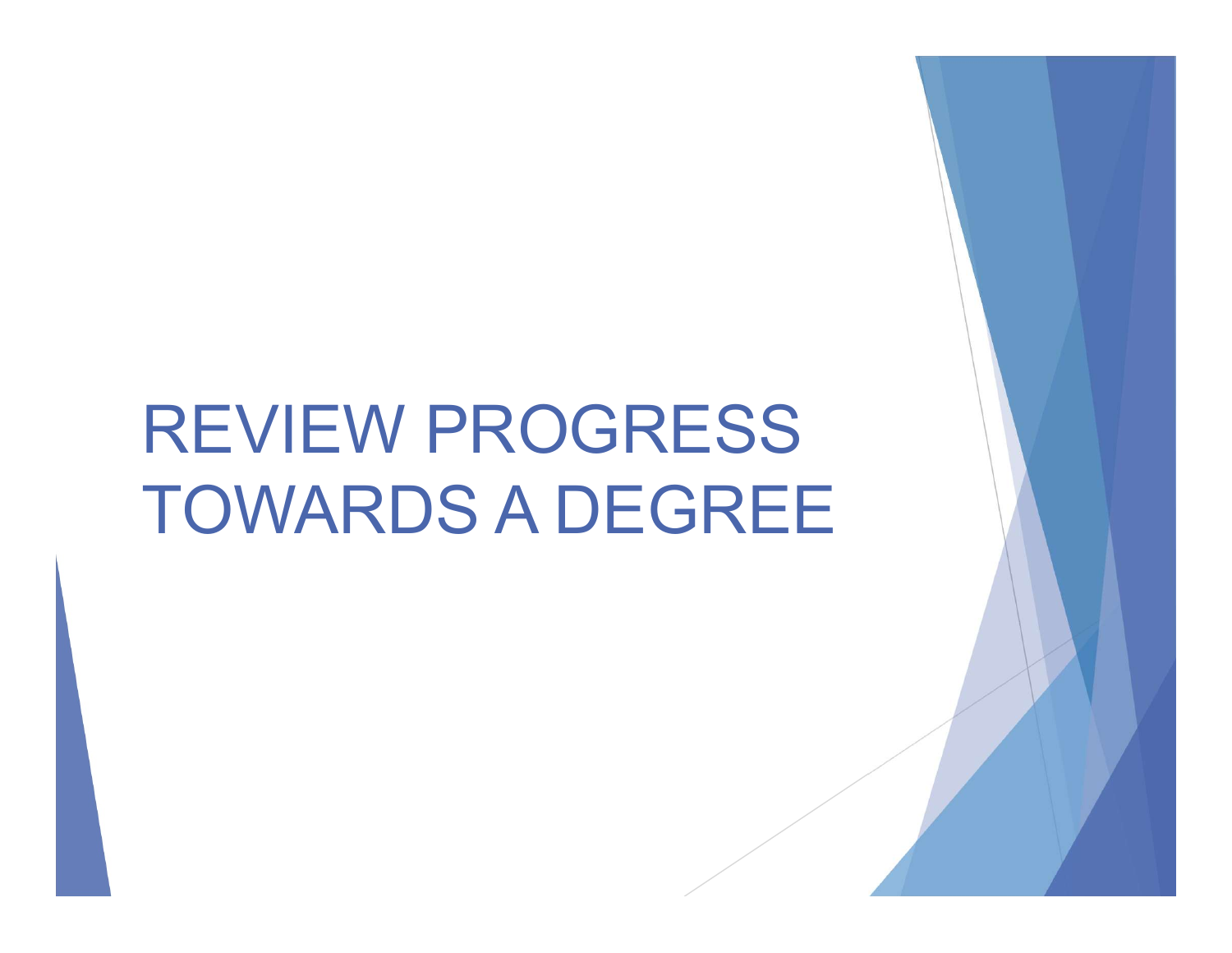# REVIEW PROGRESS TOWARDS A DEGREE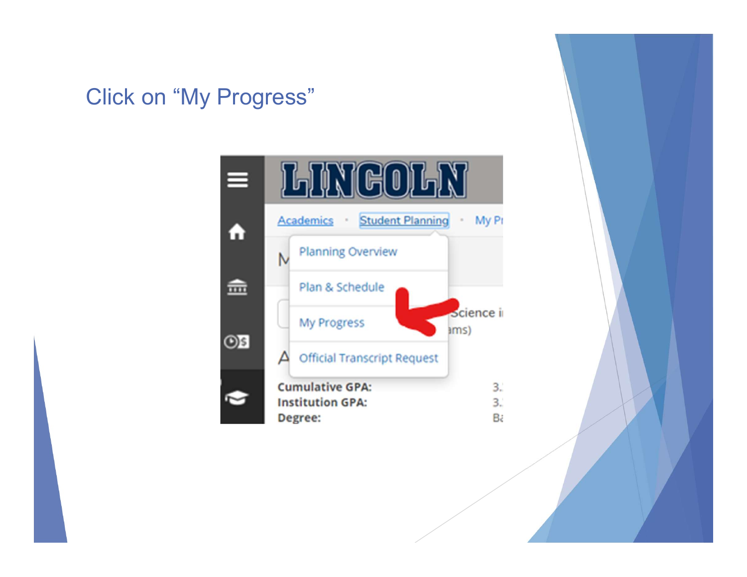## Click on "My Progress"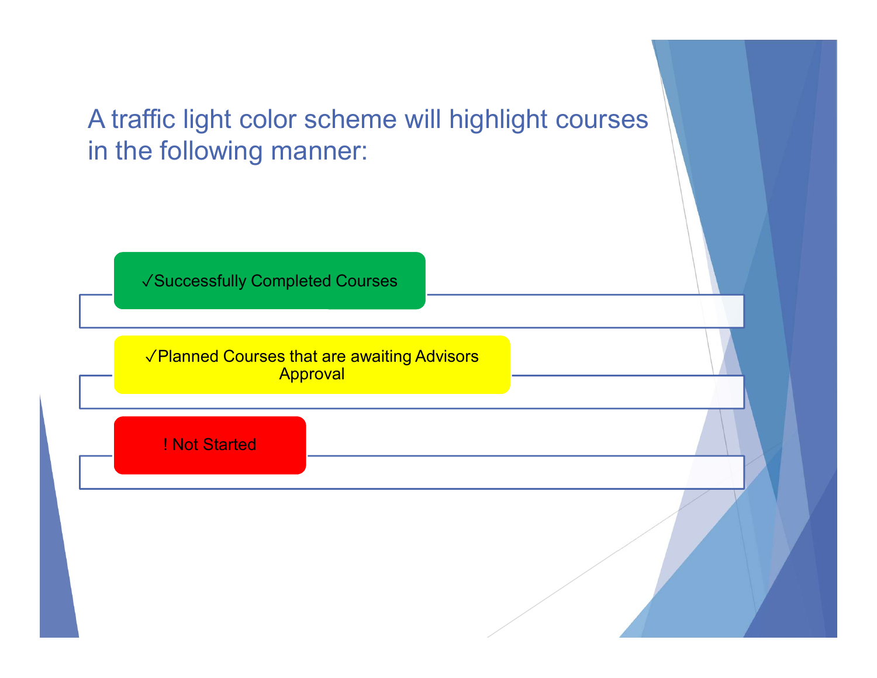## A traffic light color scheme will highlight courses in the following manner:

- ✓Successfully Completed Courses
- ✓Planned Courses that are awaiting Advisors Approval
- ! Not Started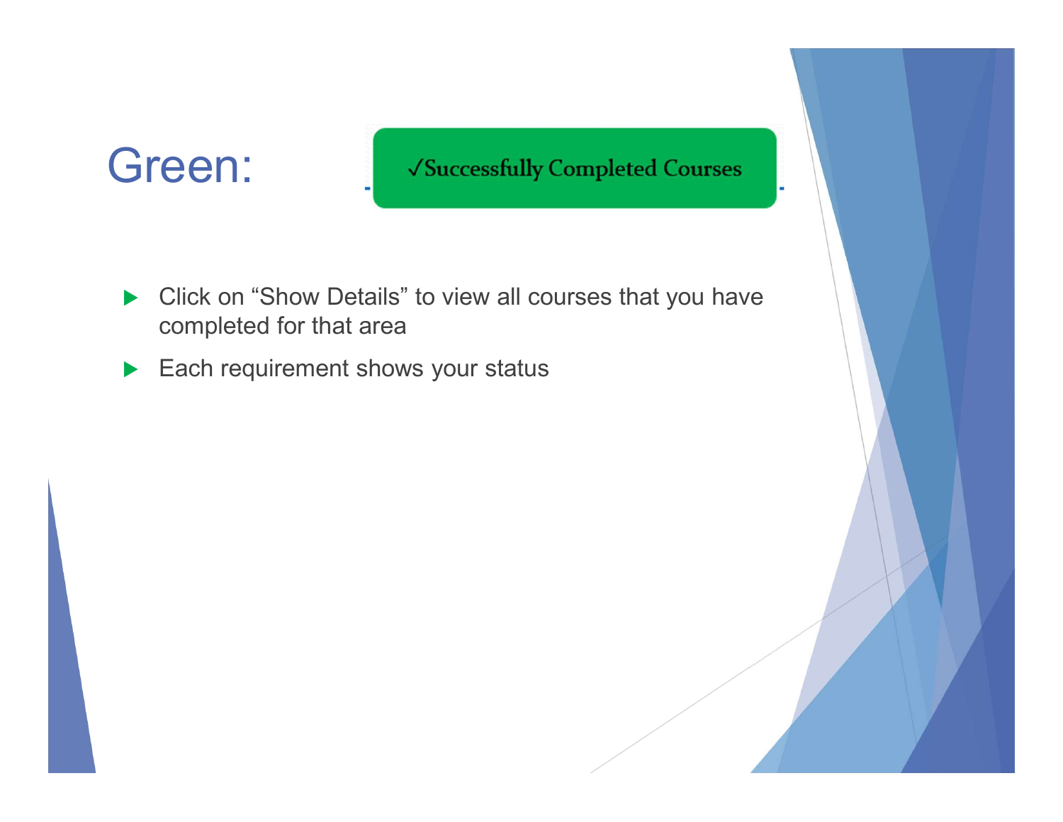# Green:

√Successfully Completed Courses

- Click on “Show Details” to view all courses that you have completed for that area
- Each requirement shows your status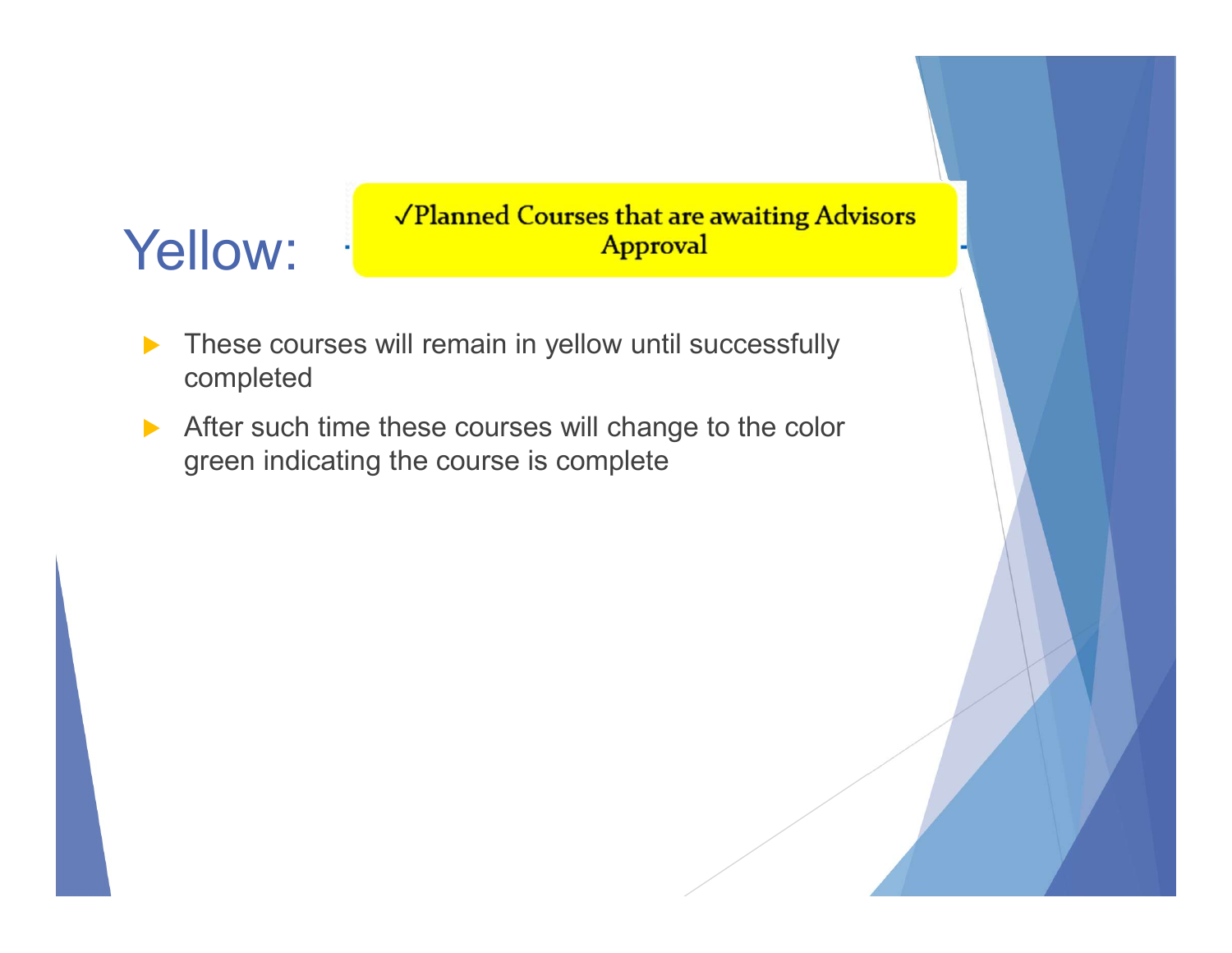# Yellow:

√Planned Courses that are awaiting Advisors Approval

- These courses will remain in yellow until successfully completed
- After such time these courses will change to the color green indicating the course is complete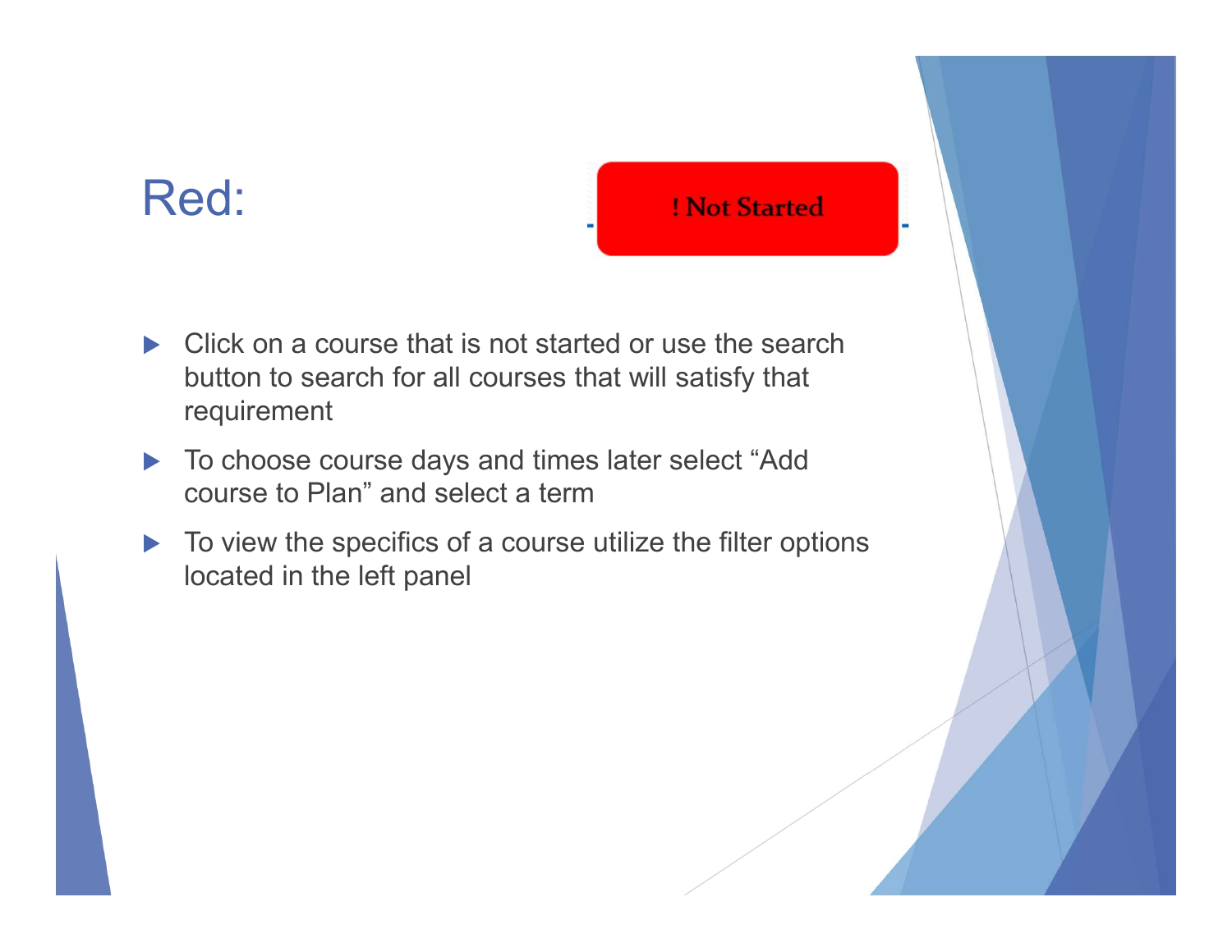# Red:

! Not Started

- Click on a course that is not started or use the search button to search for all courses that will satisfy that requirement
- To choose course days and times later select “Add course to Plan” and select a term
- To view the specifics of a course utilize the filter options located in the left panel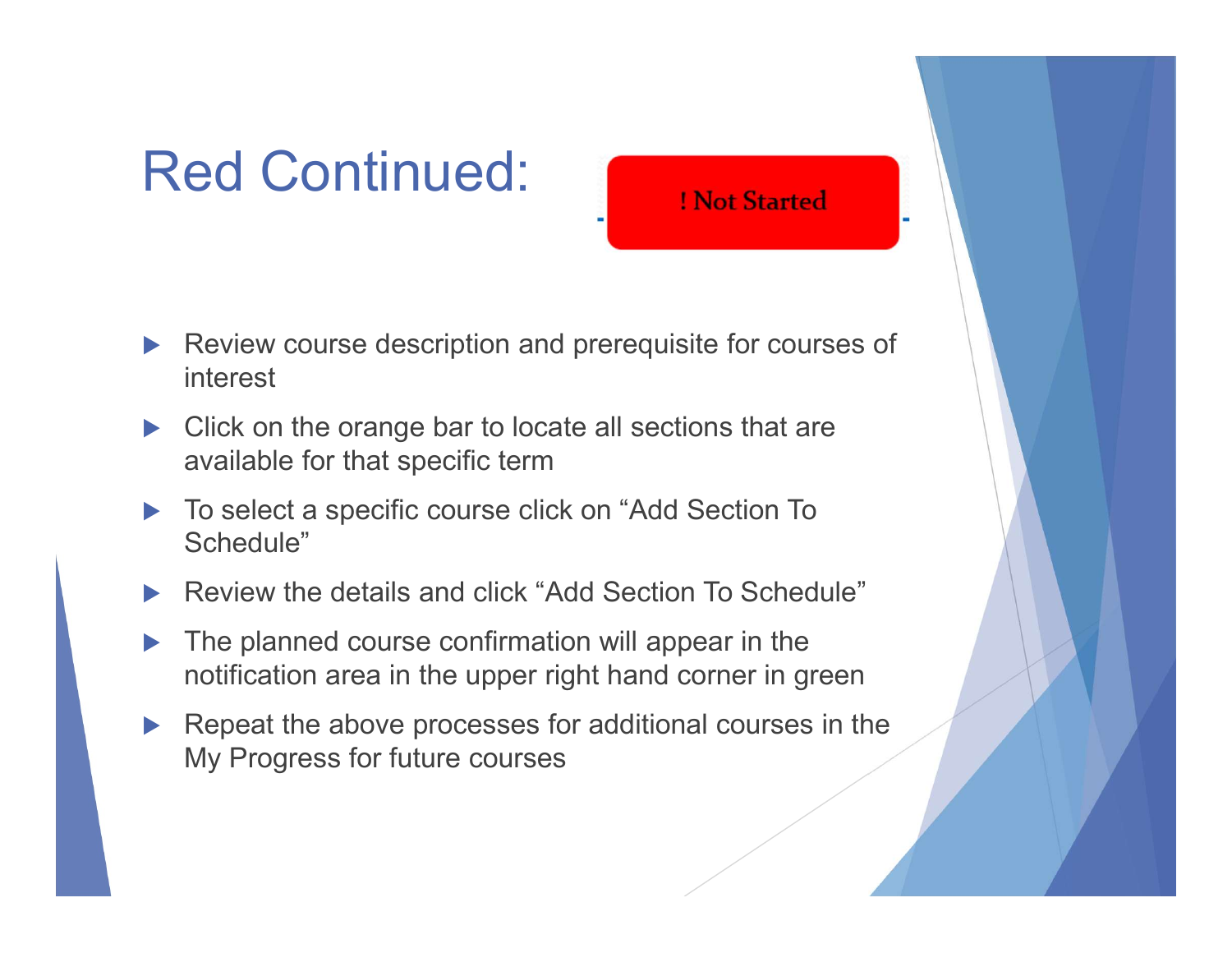# Red Continued:

! Not Started

- Review course description and prerequisite for courses of interest
- Click on the orange bar to locate all sections that are available for that specific term
- To select a specific course click on “Add Section To Schedule”
- Review the details and click “Add Section To Schedule”
- The planned course confirmation will appear in the notification area in the upper right hand corner in green
- Repeat the above processes for additional courses in the My Progress for future courses